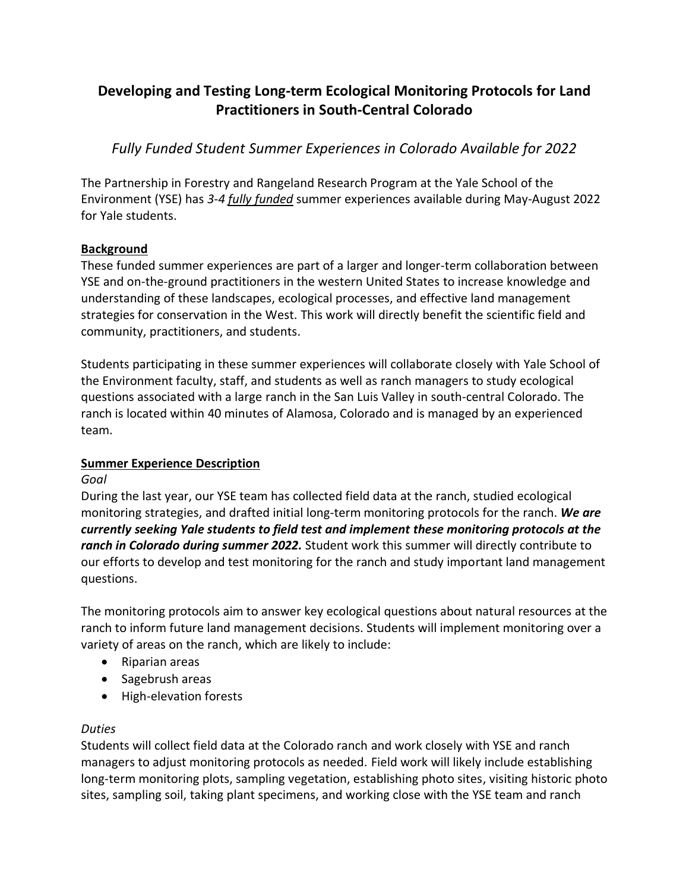# Developing and Testing Long-term Ecological Monitoring Protocols for Land Practitioners in South-Central Colorado

*Fully Funded Student Summer Experiences in Colorado Available for 2022*

The Partnership in Forestry and Rangeland Research Program at the Yale School of the Environment (YSE) has *3-4* ***fully funded*** summer experiences available during May-August 2022 for Yale students.

## Background

These funded summer experiences are part of a larger and longer-term collaboration between YSE and on-the-ground practitioners in the western United States to increase knowledge and understanding of these landscapes, ecological processes, and effective land management strategies for conservation in the West. This work will directly benefit the scientific field and community, practitioners, and students.

Students participating in these summer experiences will collaborate closely with Yale School of the Environment faculty, staff, and students as well as ranch managers to study ecological questions associated with a large ranch in the San Luis Valley in south-central Colorado. The ranch is located within 40 minutes of Alamosa, Colorado and is managed by an experienced team.

## Summer Experience Description

### *Goal*

During the last year, our YSE team has collected field data at the ranch, studied ecological monitoring strategies, and drafted initial long-term monitoring protocols for the ranch. ***We are currently seeking Yale students to field test and implement these monitoring protocols at the ranch in Colorado during summer 2022.*** Student work this summer will directly contribute to our efforts to develop and test monitoring for the ranch and study important land management questions.

The monitoring protocols aim to answer key ecological questions about natural resources at the ranch to inform future land management decisions. Students will implement monitoring over a variety of areas on the ranch, which are likely to include:

- Riparian areas
- Sagebrush areas
- High-elevation forests

### *Duties*

Students will collect field data at the Colorado ranch and work closely with YSE and ranch managers to adjust monitoring protocols as needed. Field work will likely include establishing long-term monitoring plots, sampling vegetation, establishing photo sites, visiting historic photo sites, sampling soil, taking plant specimens, and working close with the YSE team and ranch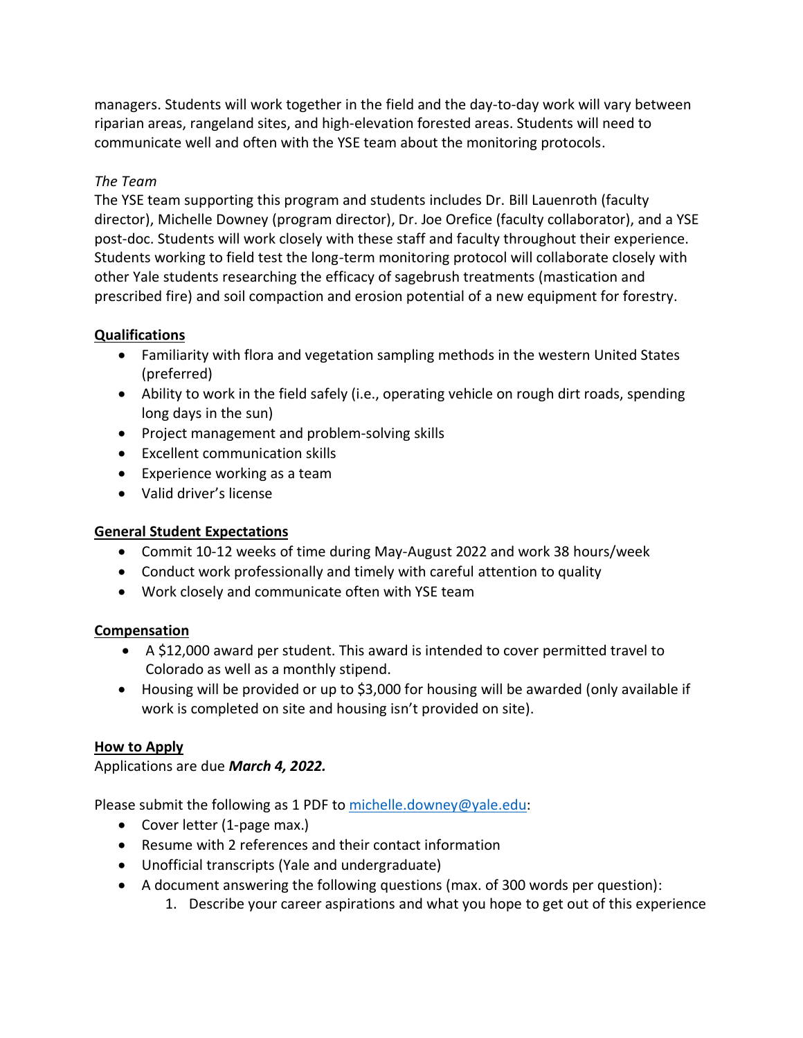managers. Students will work together in the field and the day-to-day work will vary between riparian areas, rangeland sites, and high-elevation forested areas. Students will need to communicate well and often with the YSE team about the monitoring protocols.

*The Team*

The YSE team supporting this program and students includes Dr. Bill Lauenroth (faculty director), Michelle Downey (program director), Dr. Joe Orefice (faculty collaborator), and a YSE post-doc. Students will work closely with these staff and faculty throughout their experience. Students working to field test the long-term monitoring protocol will collaborate closely with other Yale students researching the efficacy of sagebrush treatments (mastication and prescribed fire) and soil compaction and erosion potential of a new equipment for forestry.

## Qualifications

- Familiarity with flora and vegetation sampling methods in the western United States (preferred)
- Ability to work in the field safely (i.e., operating vehicle on rough dirt roads, spending long days in the sun)
- Project management and problem-solving skills
- Excellent communication skills
- Experience working as a team
- Valid driver's license

## General Student Expectations

- Commit 10-12 weeks of time during May-August 2022 and work 38 hours/week
- Conduct work professionally and timely with careful attention to quality
- Work closely and communicate often with YSE team

## Compensation

- A $12,000 award per student. This award is intended to cover permitted travel to Colorado as well as a monthly stipend.
- Housing will be provided or up to $3,000 for housing will be awarded (only available if work is completed on site and housing isn't provided on site).

## How to Apply

Applications are due ***March 4, 2022.***

Please submit the following as 1 PDF to michelle.downey@yale.edu:

- Cover letter (1-page max.)
- Resume with 2 references and their contact information
- Unofficial transcripts (Yale and undergraduate)
- A document answering the following questions (max. of 300 words per question):
    1. Describe your career aspirations and what you hope to get out of this experience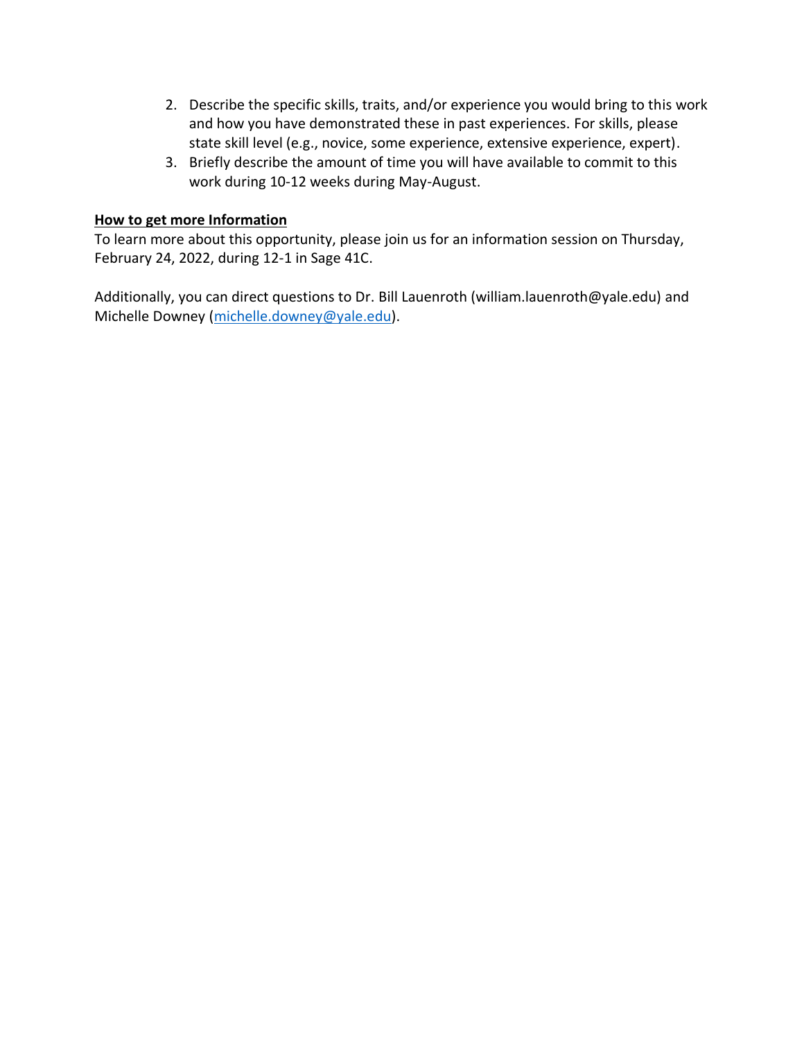2. Describe the specific skills, traits, and/or experience you would bring to this work and how you have demonstrated these in past experiences. For skills, please state skill level (e.g., novice, some experience, extensive experience, expert).
3. Briefly describe the amount of time you will have available to commit to this work during 10-12 weeks during May-August.

**How to get more Information**

To learn more about this opportunity, please join us for an information session on Thursday, February 24, 2022, during 12-1 in Sage 41C.

Additionally, you can direct questions to Dr. Bill Lauenroth (william.lauenroth@yale.edu) and Michelle Downey (michelle.downey@yale.edu).